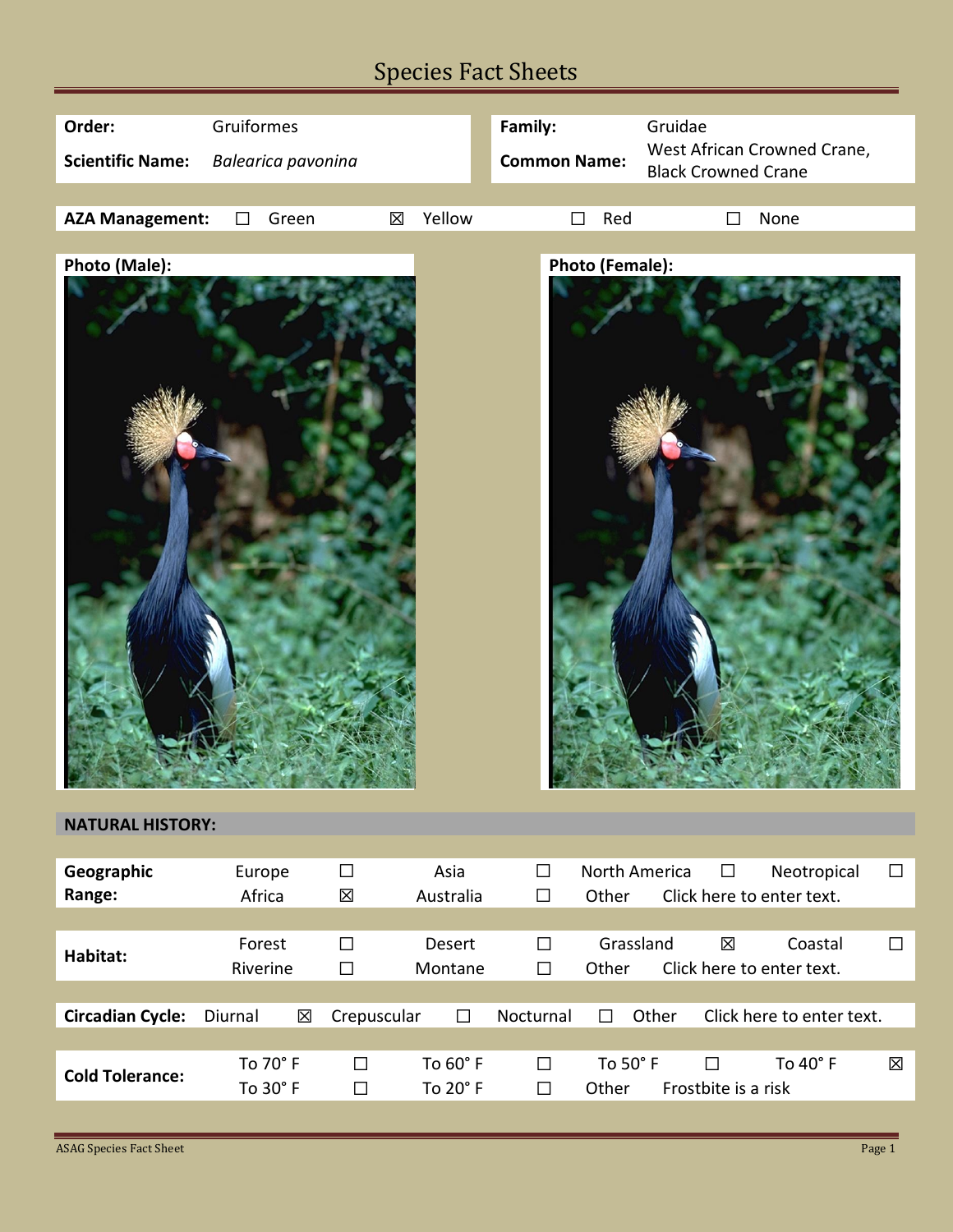# Species Fact Sheets

| | | | |
|---|---|---|---|
| **Order:** | Gruiformes | **Family:** | Gruidae |
| **Scientific Name:** | *Balearica pavonina* | **Common Name:** | West African Crowned Crane, Black Crowned Crane |

| **AZA Management:** | ☐ | Green | ☒ | Yellow | ☐ | Red | ☐ | None |
|---|---|---|---|---|---|---|---|---|

**Photo (Male):**

**Photo (Female):**

## NATURAL HISTORY:

| **Geographic Range:** | | | | | | | | |
|---|---|---|---|---|---|---|---|---|
| | Europe | ☐ | Asia | ☐ | North America | ☐ | Neotropical | ☐ |
| | Africa | ☒ | Australia | ☐ | Other | Click here to enter text. | | |

| **Habitat:** | | | | | | | | |
|---|---|---|---|---|---|---|---|---|
| | Forest | ☐ | Desert | ☐ | Grassland | ☒ | Coastal | ☐ |
| | Riverine | ☐ | Montane | ☐ | Other | Click here to enter text. | | |

| **Circadian Cycle:** | Diurnal | ☒ | Crepuscular | ☐ | Nocturnal | ☐ | Other | Click here to enter text. |
|---|---|---|---|---|---|---|---|---|

| **Cold Tolerance:** | | | | | | | | |
|---|---|---|---|---|---|---|---|---|
| | To 70° F | ☐ | To 60° F | ☐ | To 50° F | ☐ | To 40° F | ☒ |
| | To 30° F | ☐ | To 20° F | ☐ | Other | Frostbite is a risk | | |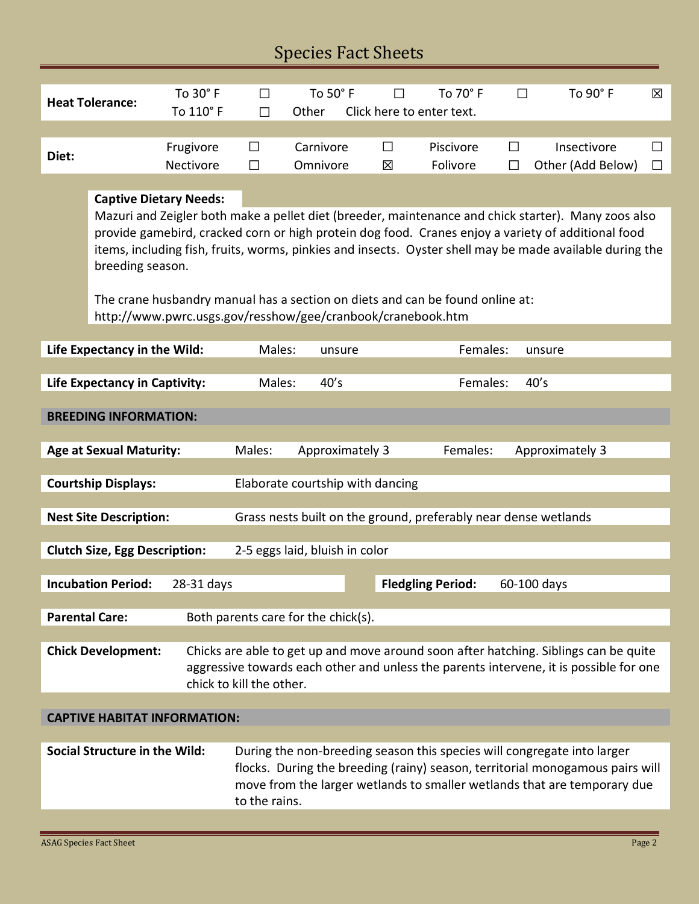# Species Fact Sheets

| Heat Tolerance: | To 30° F | ☐ | To 50° F | ☐ | To 70° F | ☐ | To 90° F | ☒ |
|---|---|---|---|---|---|---|---|---|
| | To 110° F | ☐ | Other | Click here to enter text. | | | | |

| Diet: | Frugivore | ☐ | Carnivore | ☐ | Piscivore | ☐ | Insectivore | ☐ |
|---|---|---|---|---|---|---|---|---|
| | Nectivore | ☐ | Omnivore | ☒ | Folivore | ☐ | Other (Add Below) | ☐ |

**Captive Dietary Needs:**

Mazuri and Zeigler both make a pellet diet (breeder, maintenance and chick starter). Many zoos also provide gamebird, cracked corn or high protein dog food. Cranes enjoy a variety of additional food items, including fish, fruits, worms, pinkies and insects. Oyster shell may be made available during the breeding season.

The crane husbandry manual has a section on diets and can be found online at: http://www.pwrc.usgs.gov/resshow/gee/cranbook/cranebook.htm

**Life Expectancy in the Wild:** Males: unsure Females: unsure

**Life Expectancy in Captivity:** Males: 40's Females: 40's

## BREEDING INFORMATION:

**Age at Sexual Maturity:** Males: Approximately 3 Females: Approximately 3

**Courtship Displays:** Elaborate courtship with dancing

**Nest Site Description:** Grass nests built on the ground, preferably near dense wetlands

**Clutch Size, Egg Description:** 2-5 eggs laid, bluish in color

**Incubation Period:** 28-31 days **Fledgling Period:** 60-100 days

**Parental Care:** Both parents care for the chick(s).

**Chick Development:** Chicks are able to get up and move around soon after hatching. Siblings can be quite aggressive towards each other and unless the parents intervene, it is possible for one chick to kill the other.

## CAPTIVE HABITAT INFORMATION:

**Social Structure in the Wild:** During the non-breeding season this species will congregate into larger flocks. During the breeding (rainy) season, territorial monogamous pairs will move from the larger wetlands to smaller wetlands that are temporary due to the rains.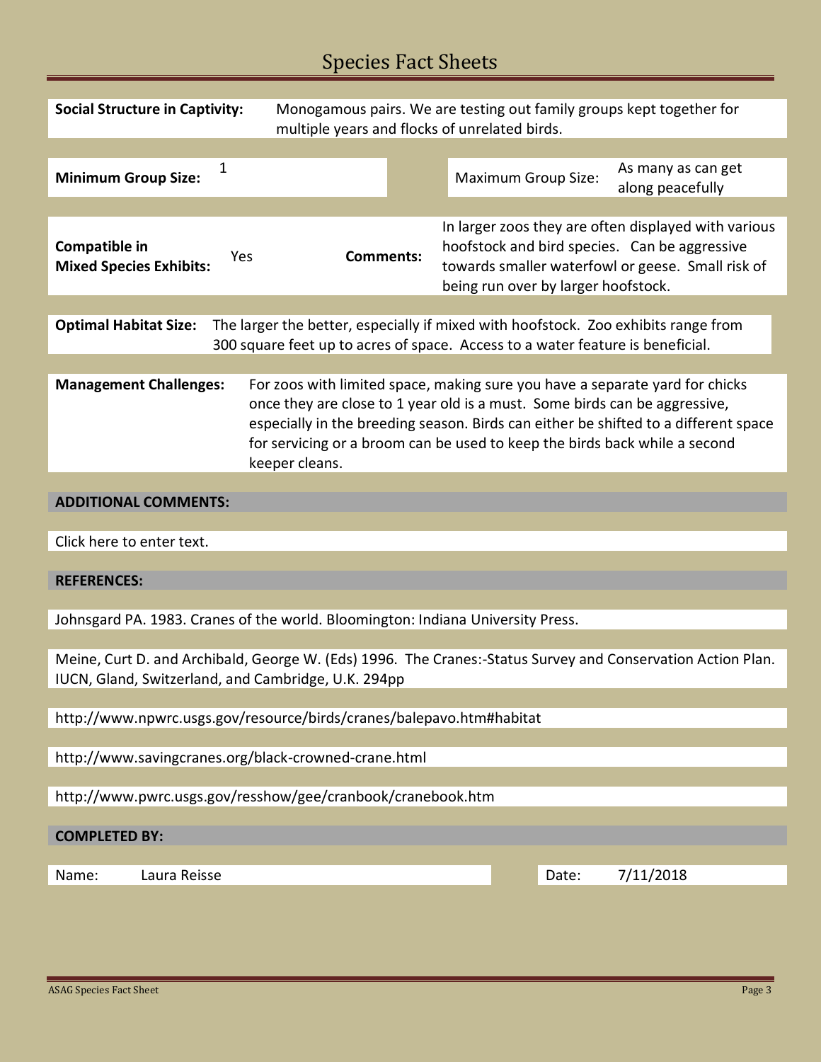## Species Fact Sheets

**Social Structure in Captivity:** Monogamous pairs. We are testing out family groups kept together for multiple years and flocks of unrelated birds.

| | | | |
|---|---|---|---|
| **Minimum Group Size:** | 1 | Maximum Group Size: | As many as can get along peacefully |

| | | | |
|---|---|---|---|
| **Compatible in Mixed Species Exhibits:** | Yes | **Comments:** | In larger zoos they are often displayed with various hoofstock and bird species. Can be aggressive towards smaller waterfowl or geese. Small risk of being run over by larger hoofstock. |

**Optimal Habitat Size:** The larger the better, especially if mixed with hoofstock. Zoo exhibits range from 300 square feet up to acres of space. Access to a water feature is beneficial.

**Management Challenges:** For zoos with limited space, making sure you have a separate yard for chicks once they are close to 1 year old is a must. Some birds can be aggressive, especially in the breeding season. Birds can either be shifted to a different space for servicing or a broom can be used to keep the birds back while a second keeper cleans.

### ADDITIONAL COMMENTS:

Click here to enter text.

### REFERENCES:

Johnsgard PA. 1983. Cranes of the world. Bloomington: Indiana University Press.

Meine, Curt D. and Archibald, George W. (Eds) 1996. The Cranes:-Status Survey and Conservation Action Plan. IUCN, Gland, Switzerland, and Cambridge, U.K. 294pp

http://www.npwrc.usgs.gov/resource/birds/cranes/balepavo.htm#habitat

http://www.savingcranes.org/black-crowned-crane.html

http://www.pwrc.usgs.gov/resshow/gee/cranbook/cranebook.htm

### COMPLETED BY:

| | | | |
|---|---|---|---|
| Name: | Laura Reisse | Date: | 7/11/2018 |